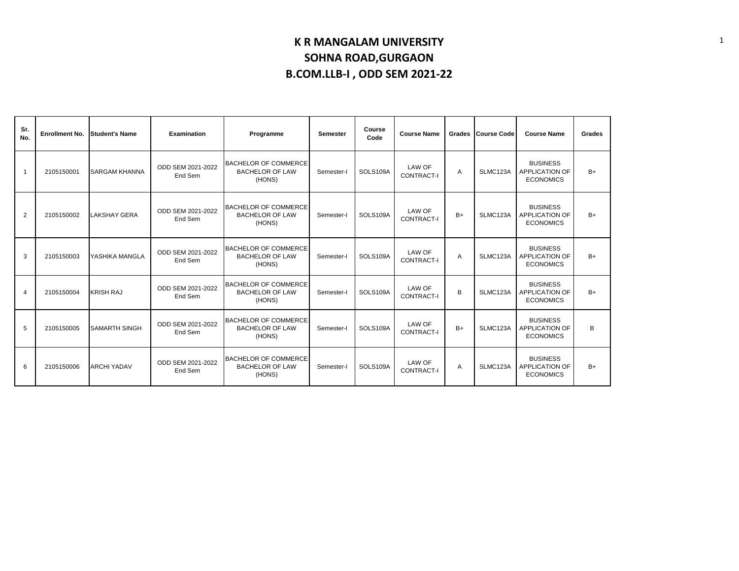# K R MANGALAM UNIVERSITY
## SOHNA ROAD,GURGAON
## B.COM.LLB-I , ODD SEM 2021-22

| Sr. No. | Enrollment No. | Student's Name | Examination | Programme | Semester | Course Code | Course Name | Grades | Course Code | Course Name | Grades |
|---|---|---|---|---|---|---|---|---|---|---|---|
| 1 | 2105150001 | SARGAM KHANNA | ODD SEM 2021-2022 End Sem | BACHELOR OF COMMERCE BACHELOR OF LAW (HONS) | Semester-I | SOLS109A | LAW OF CONTRACT-I | A | SLMC123A | BUSINESS APPLICATION OF ECONOMICS | B+ |
| 2 | 2105150002 | LAKSHAY GERA | ODD SEM 2021-2022 End Sem | BACHELOR OF COMMERCE BACHELOR OF LAW (HONS) | Semester-I | SOLS109A | LAW OF CONTRACT-I | B+ | SLMC123A | BUSINESS APPLICATION OF ECONOMICS | B+ |
| 3 | 2105150003 | YASHIKA MANGLA | ODD SEM 2021-2022 End Sem | BACHELOR OF COMMERCE BACHELOR OF LAW (HONS) | Semester-I | SOLS109A | LAW OF CONTRACT-I | A | SLMC123A | BUSINESS APPLICATION OF ECONOMICS | B+ |
| 4 | 2105150004 | KRISH RAJ | ODD SEM 2021-2022 End Sem | BACHELOR OF COMMERCE BACHELOR OF LAW (HONS) | Semester-I | SOLS109A | LAW OF CONTRACT-I | B | SLMC123A | BUSINESS APPLICATION OF ECONOMICS | B+ |
| 5 | 2105150005 | SAMARTH SINGH | ODD SEM 2021-2022 End Sem | BACHELOR OF COMMERCE BACHELOR OF LAW (HONS) | Semester-I | SOLS109A | LAW OF CONTRACT-I | B+ | SLMC123A | BUSINESS APPLICATION OF ECONOMICS | B |
| 6 | 2105150006 | ARCHI YADAV | ODD SEM 2021-2022 End Sem | BACHELOR OF COMMERCE BACHELOR OF LAW (HONS) | Semester-I | SOLS109A | LAW OF CONTRACT-I | A | SLMC123A | BUSINESS APPLICATION OF ECONOMICS | B+ |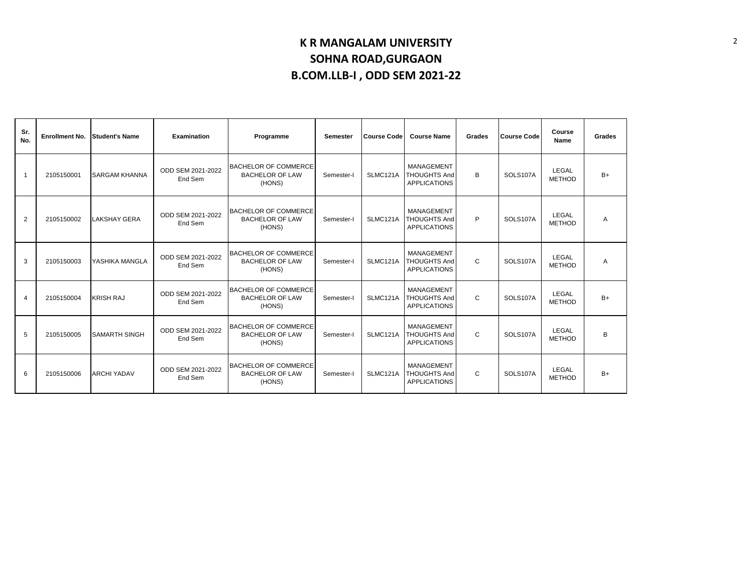# K R MANGALAM UNIVERSITY
## SOHNA ROAD,GURGAON
## B.COM.LLB-I , ODD SEM 2021-22

| Sr. No. | Enrollment No. | Student's Name | Examination | Programme | Semester | Course Code | Course Name | Grades | Course Code | Course Name | Grades |
|---|---|---|---|---|---|---|---|---|---|---|---|
| 1 | 2105150001 | SARGAM KHANNA | ODD SEM 2021-2022 End Sem | BACHELOR OF COMMERCE BACHELOR OF LAW (HONS) | Semester-I | SLMC121A | MANAGEMENT THOUGHTS And APPLICATIONS | B | SOLS107A | LEGAL METHOD | B+ |
| 2 | 2105150002 | LAKSHAY GERA | ODD SEM 2021-2022 End Sem | BACHELOR OF COMMERCE BACHELOR OF LAW (HONS) | Semester-I | SLMC121A | MANAGEMENT THOUGHTS And APPLICATIONS | P | SOLS107A | LEGAL METHOD | A |
| 3 | 2105150003 | YASHIKA MANGLA | ODD SEM 2021-2022 End Sem | BACHELOR OF COMMERCE BACHELOR OF LAW (HONS) | Semester-I | SLMC121A | MANAGEMENT THOUGHTS And APPLICATIONS | C | SOLS107A | LEGAL METHOD | A |
| 4 | 2105150004 | KRISH RAJ | ODD SEM 2021-2022 End Sem | BACHELOR OF COMMERCE BACHELOR OF LAW (HONS) | Semester-I | SLMC121A | MANAGEMENT THOUGHTS And APPLICATIONS | C | SOLS107A | LEGAL METHOD | B+ |
| 5 | 2105150005 | SAMARTH SINGH | ODD SEM 2021-2022 End Sem | BACHELOR OF COMMERCE BACHELOR OF LAW (HONS) | Semester-I | SLMC121A | MANAGEMENT THOUGHTS And APPLICATIONS | C | SOLS107A | LEGAL METHOD | B |
| 6 | 2105150006 | ARCHI YADAV | ODD SEM 2021-2022 End Sem | BACHELOR OF COMMERCE BACHELOR OF LAW (HONS) | Semester-I | SLMC121A | MANAGEMENT THOUGHTS And APPLICATIONS | C | SOLS107A | LEGAL METHOD | B+ |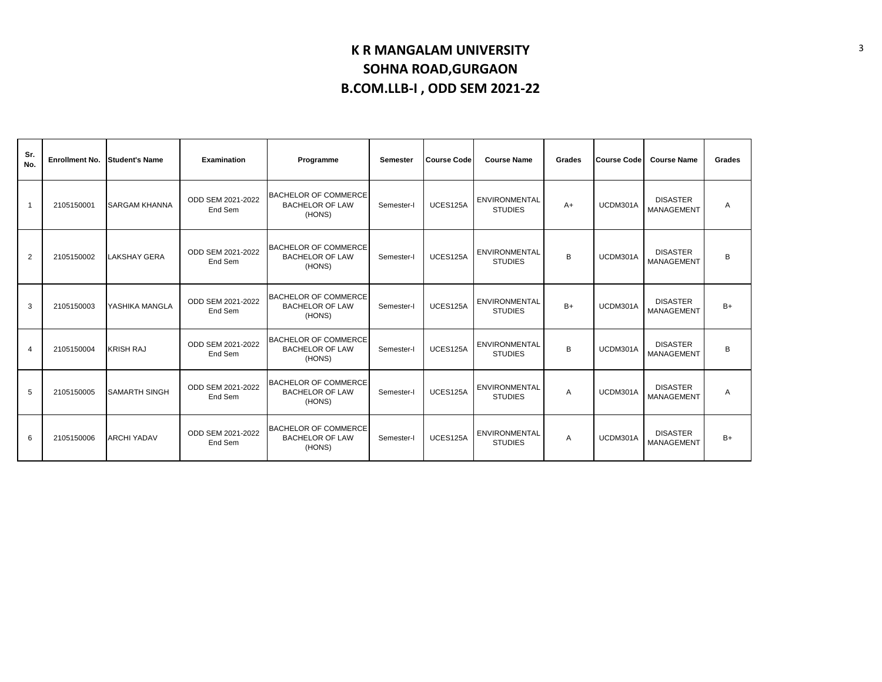# K R MANGALAM UNIVERSITY
## SOHNA ROAD,GURGAON
## B.COM.LLB-I , ODD SEM 2021-22

| Sr. No. | Enrollment No. | Student's Name | Examination | Programme | Semester | Course Code | Course Name | Grades | Course Code | Course Name | Grades |
|---|---|---|---|---|---|---|---|---|---|---|---|
| 1 | 2105150001 | SARGAM KHANNA | ODD SEM 2021-2022 End Sem | BACHELOR OF COMMERCE BACHELOR OF LAW (HONS) | Semester-I | UCES125A | ENVIRONMENTAL STUDIES | A+ | UCDM301A | DISASTER MANAGEMENT | A |
| 2 | 2105150002 | LAKSHAY GERA | ODD SEM 2021-2022 End Sem | BACHELOR OF COMMERCE BACHELOR OF LAW (HONS) | Semester-I | UCES125A | ENVIRONMENTAL STUDIES | B | UCDM301A | DISASTER MANAGEMENT | B |
| 3 | 2105150003 | YASHIKA MANGLA | ODD SEM 2021-2022 End Sem | BACHELOR OF COMMERCE BACHELOR OF LAW (HONS) | Semester-I | UCES125A | ENVIRONMENTAL STUDIES | B+ | UCDM301A | DISASTER MANAGEMENT | B+ |
| 4 | 2105150004 | KRISH RAJ | ODD SEM 2021-2022 End Sem | BACHELOR OF COMMERCE BACHELOR OF LAW (HONS) | Semester-I | UCES125A | ENVIRONMENTAL STUDIES | B | UCDM301A | DISASTER MANAGEMENT | B |
| 5 | 2105150005 | SAMARTH SINGH | ODD SEM 2021-2022 End Sem | BACHELOR OF COMMERCE BACHELOR OF LAW (HONS) | Semester-I | UCES125A | ENVIRONMENTAL STUDIES | A | UCDM301A | DISASTER MANAGEMENT | A |
| 6 | 2105150006 | ARCHI YADAV | ODD SEM 2021-2022 End Sem | BACHELOR OF COMMERCE BACHELOR OF LAW (HONS) | Semester-I | UCES125A | ENVIRONMENTAL STUDIES | A | UCDM301A | DISASTER MANAGEMENT | B+ |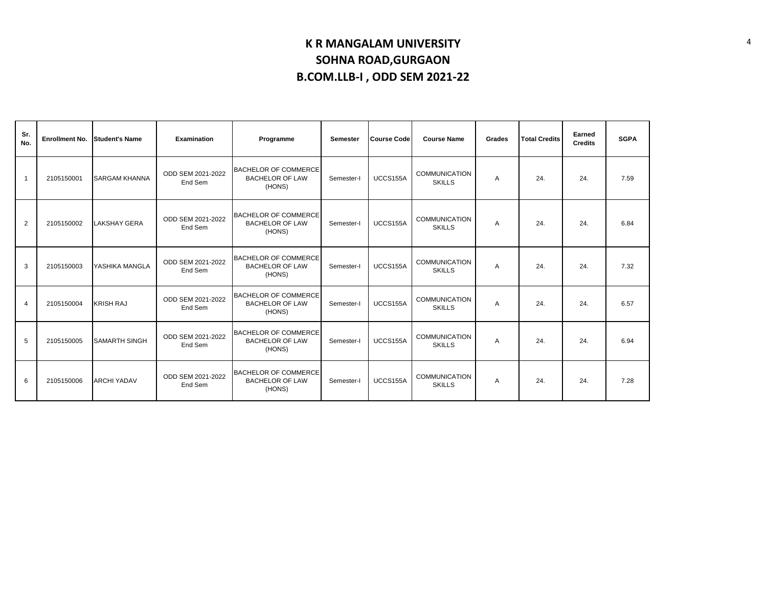# K R MANGALAM UNIVERSITY

## SOHNA ROAD,GURGAON

## B.COM.LLB-I , ODD SEM 2021-22

| Sr. No. | Enrollment No. | Student's Name | Examination | Programme | Semester | Course Code | Course Name | Grades | Total Credits | Earned Credits | SGPA |
|---|---|---|---|---|---|---|---|---|---|---|---|
| 1 | 2105150001 | SARGAM KHANNA | ODD SEM 2021-2022 End Sem | BACHELOR OF COMMERCE BACHELOR OF LAW (HONS) | Semester-I | UCCS155A | COMMUNICATION SKILLS | A | 24. | 24. | 7.59 |
| 2 | 2105150002 | LAKSHAY GERA | ODD SEM 2021-2022 End Sem | BACHELOR OF COMMERCE BACHELOR OF LAW (HONS) | Semester-I | UCCS155A | COMMUNICATION SKILLS | A | 24. | 24. | 6.84 |
| 3 | 2105150003 | YASHIKA MANGLA | ODD SEM 2021-2022 End Sem | BACHELOR OF COMMERCE BACHELOR OF LAW (HONS) | Semester-I | UCCS155A | COMMUNICATION SKILLS | A | 24. | 24. | 7.32 |
| 4 | 2105150004 | KRISH RAJ | ODD SEM 2021-2022 End Sem | BACHELOR OF COMMERCE BACHELOR OF LAW (HONS) | Semester-I | UCCS155A | COMMUNICATION SKILLS | A | 24. | 24. | 6.57 |
| 5 | 2105150005 | SAMARTH SINGH | ODD SEM 2021-2022 End Sem | BACHELOR OF COMMERCE BACHELOR OF LAW (HONS) | Semester-I | UCCS155A | COMMUNICATION SKILLS | A | 24. | 24. | 6.94 |
| 6 | 2105150006 | ARCHI YADAV | ODD SEM 2021-2022 End Sem | BACHELOR OF COMMERCE BACHELOR OF LAW (HONS) | Semester-I | UCCS155A | COMMUNICATION SKILLS | A | 24. | 24. | 7.28 |